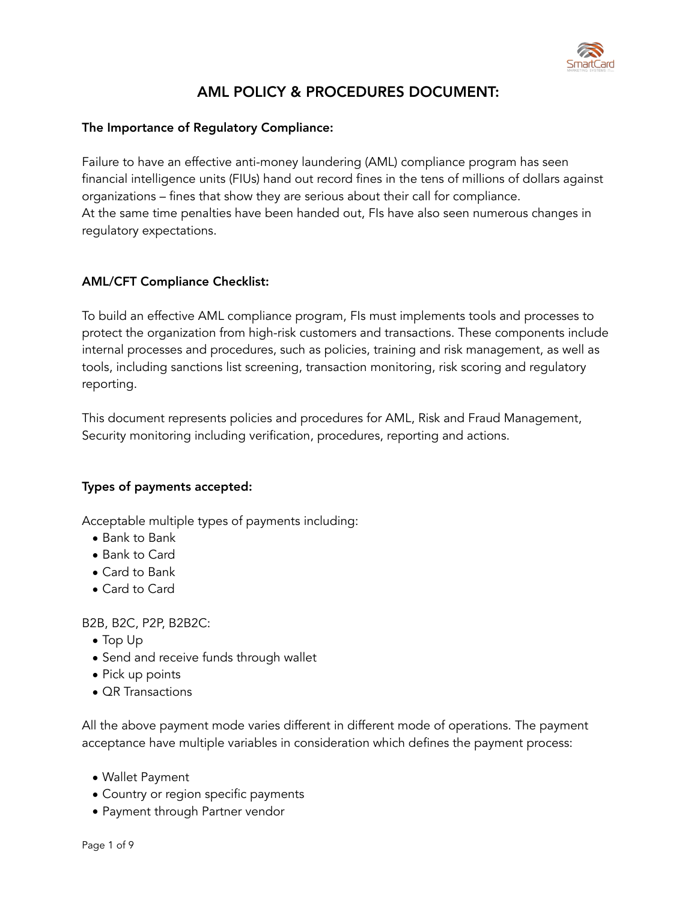# AML POLICY & PROCEDURES DOCUMENT:

**The Importance of Regulatory Compliance:**

Failure to have an effective anti-money laundering (AML) compliance program has seen financial intelligence units (FIUs) hand out record fines in the tens of millions of dollars against organizations – fines that show they are serious about their call for compliance.
At the same time penalties have been handed out, FIs have also seen numerous changes in regulatory expectations.

**AML/CFT Compliance Checklist:**

To build an effective AML compliance program, FIs must implements tools and processes to protect the organization from high-risk customers and transactions. These components include internal processes and procedures, such as policies, training and risk management, as well as tools, including sanctions list screening, transaction monitoring, risk scoring and regulatory reporting.

This document represents policies and procedures for AML, Risk and Fraud Management, Security monitoring including verification, procedures, reporting and actions.

**Types of payments accepted:**

Acceptable multiple types of payments including:

- Bank to Bank
- Bank to Card
- Card to Bank
- Card to Card

B2B, B2C, P2P, B2B2C:

- Top Up
- Send and receive funds through wallet
- Pick up points
- QR Transactions

All the above payment mode varies different in different mode of operations. The payment acceptance have multiple variables in consideration which defines the payment process:

- Wallet Payment
- Country or region specific payments
- Payment through Partner vendor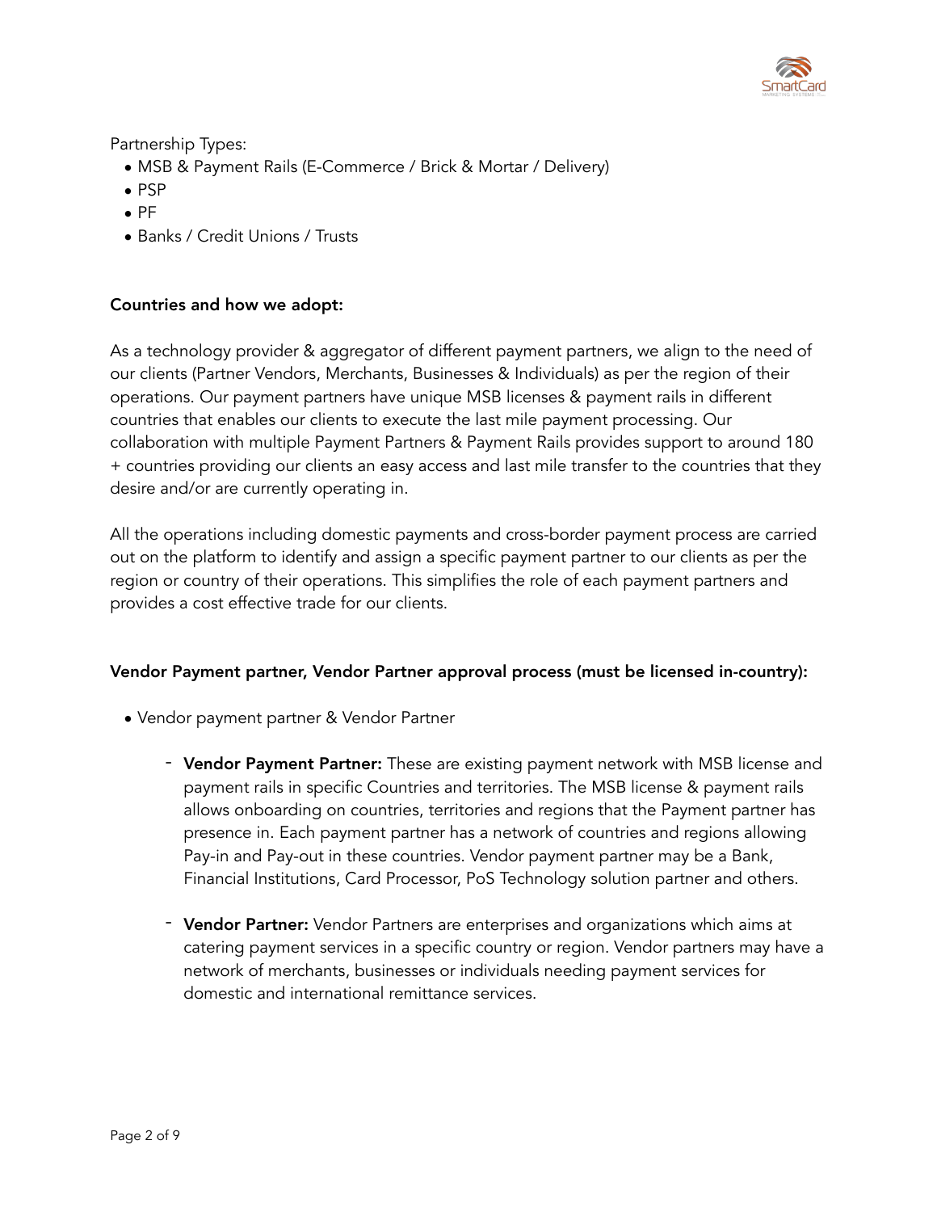Partnership Types:

- MSB & Payment Rails (E-Commerce / Brick & Mortar / Delivery)
- PSP
- PF
- Banks / Credit Unions / Trusts

**Countries and how we adopt:**

As a technology provider & aggregator of different payment partners, we align to the need of our clients (Partner Vendors, Merchants, Businesses & Individuals) as per the region of their operations. Our payment partners have unique MSB licenses & payment rails in different countries that enables our clients to execute the last mile payment processing. Our collaboration with multiple Payment Partners & Payment Rails provides support to around 180 + countries providing our clients an easy access and last mile transfer to the countries that they desire and/or are currently operating in.

All the operations including domestic payments and cross-border payment process are carried out on the platform to identify and assign a specific payment partner to our clients as per the region or country of their operations. This simplifies the role of each payment partners and provides a cost effective trade for our clients.

**Vendor Payment partner, Vendor Partner approval process (must be licensed in-country):**

- Vendor payment partner & Vendor Partner
    - **Vendor Payment Partner:** These are existing payment network with MSB license and payment rails in specific Countries and territories. The MSB license & payment rails allows onboarding on countries, territories and regions that the Payment partner has presence in. Each payment partner has a network of countries and regions allowing Pay-in and Pay-out in these countries. Vendor payment partner may be a Bank, Financial Institutions, Card Processor, PoS Technology solution partner and others.
    - **Vendor Partner:** Vendor Partners are enterprises and organizations which aims at catering payment services in a specific country or region. Vendor partners may have a network of merchants, businesses or individuals needing payment services for domestic and international remittance services.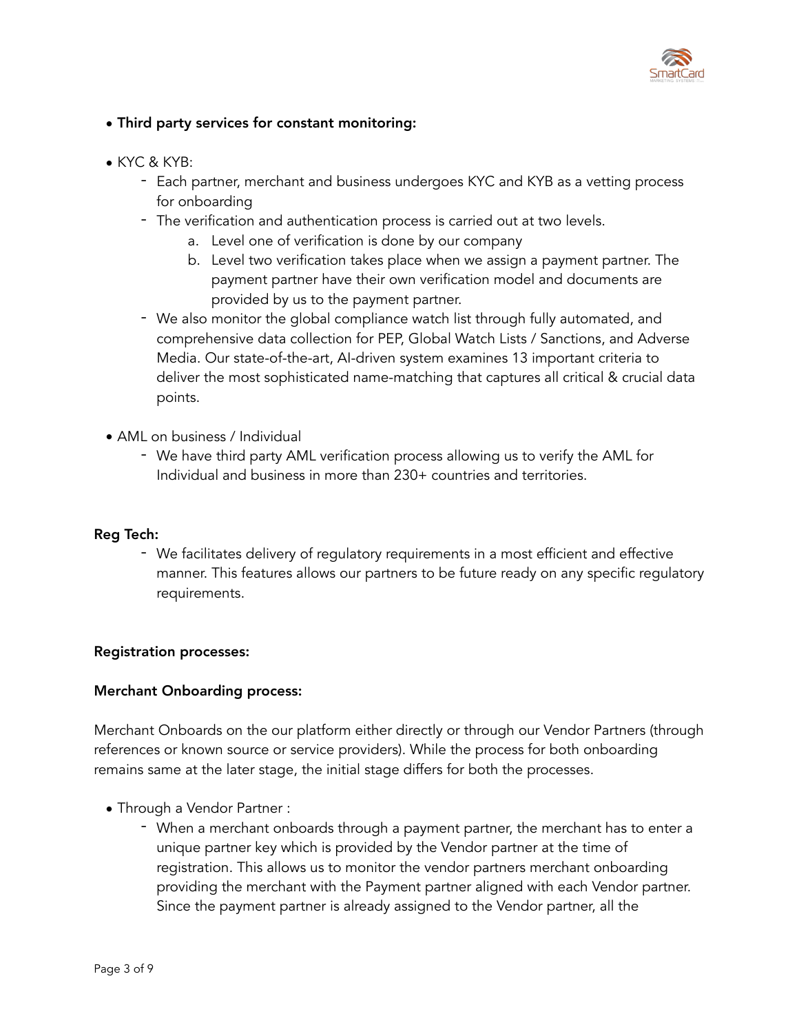- **Third party services for constant monitoring:**

- KYC & KYB:
  - Each partner, merchant and business undergoes KYC and KYB as a vetting process for onboarding
  - The verification and authentication process is carried out at two levels.
    a. Level one of verification is done by our company
    b. Level two verification takes place when we assign a payment partner. The payment partner have their own verification model and documents are provided by us to the payment partner.
  - We also monitor the global compliance watch list through fully automated, and comprehensive data collection for PEP, Global Watch Lists / Sanctions, and Adverse Media. Our state-of-the-art, AI-driven system examines 13 important criteria to deliver the most sophisticated name-matching that captures all critical & crucial data points.

- AML on business / Individual
  - We have third party AML verification process allowing us to verify the AML for Individual and business in more than 230+ countries and territories.

**Reg Tech:**

- We facilitates delivery of regulatory requirements in a most efficient and effective manner. This features allows our partners to be future ready on any specific regulatory requirements.

**Registration processes:**

**Merchant Onboarding process:**

Merchant Onboards on the our platform either directly or through our Vendor Partners (through references or known source or service providers). While the process for both onboarding remains same at the later stage, the initial stage differs for both the processes.

- Through a Vendor Partner :
  - When a merchant onboards through a payment partner, the merchant has to enter a unique partner key which is provided by the Vendor partner at the time of registration. This allows us to monitor the vendor partners merchant onboarding providing the merchant with the Payment partner aligned with each Vendor partner. Since the payment partner is already assigned to the Vendor partner, all the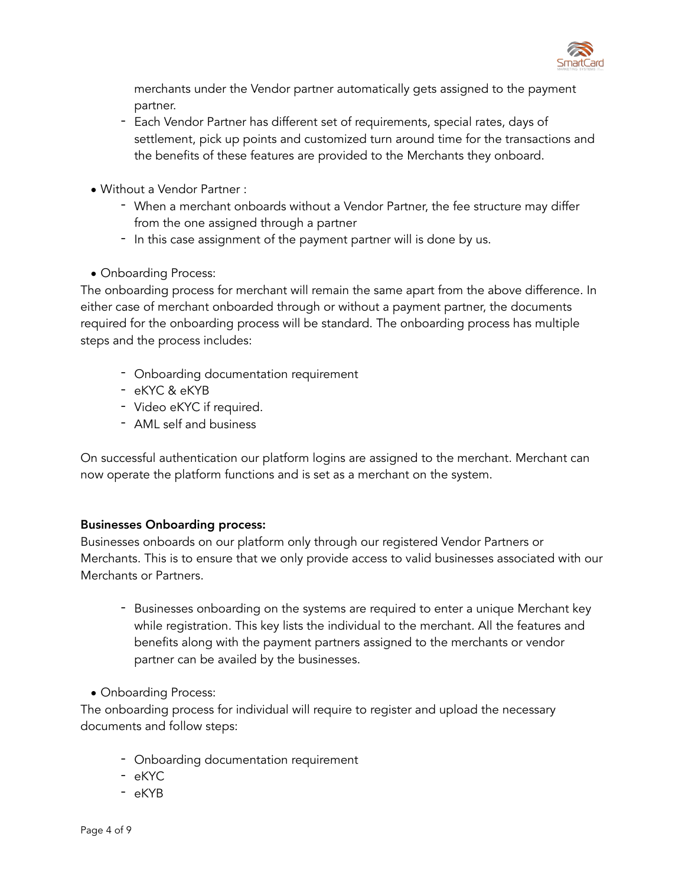merchants under the Vendor partner automatically gets assigned to the payment partner.
- Each Vendor Partner has different set of requirements, special rates, days of settlement, pick up points and customized turn around time for the transactions and the benefits of these features are provided to the Merchants they onboard.

- Without a Vendor Partner :
  - When a merchant onboards without a Vendor Partner, the fee structure may differ from the one assigned through a partner
  - In this case assignment of the payment partner will is done by us.

- Onboarding Process:

The onboarding process for merchant will remain the same apart from the above difference. In either case of merchant onboarded through or without a payment partner, the documents required for the onboarding process will be standard. The onboarding process has multiple steps and the process includes:

- Onboarding documentation requirement
- eKYC & eKYB
- Video eKYC if required.
- AML self and business

On successful authentication our platform logins are assigned to the merchant. Merchant can now operate the platform functions and is set as a merchant on the system.

**Businesses Onboarding process:**

Businesses onboards on our platform only through our registered Vendor Partners or Merchants. This is to ensure that we only provide access to valid businesses associated with our Merchants or Partners.

- Businesses onboarding on the systems are required to enter a unique Merchant key while registration. This key lists the individual to the merchant. All the features and benefits along with the payment partners assigned to the merchants or vendor partner can be availed by the businesses.

- Onboarding Process:

The onboarding process for individual will require to register and upload the necessary documents and follow steps:

- Onboarding documentation requirement
- eKYC
- eKYB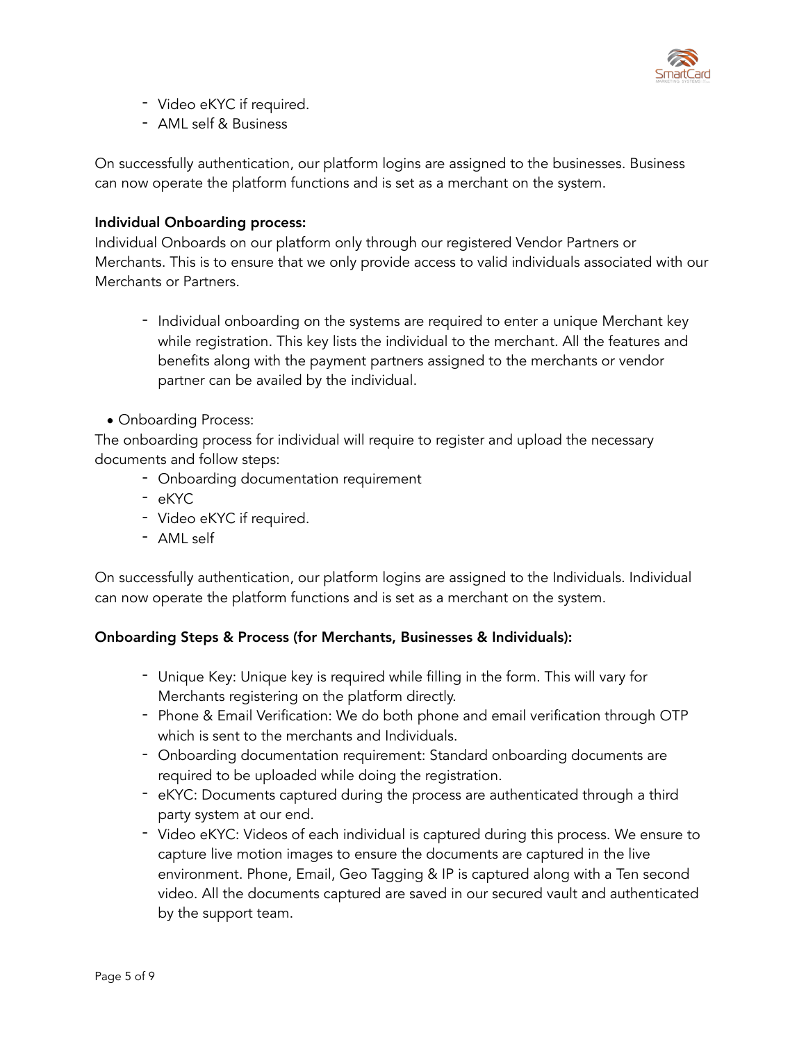- Video eKYC if required.
- AML self & Business

On successfully authentication, our platform logins are assigned to the businesses. Business can now operate the platform functions and is set as a merchant on the system.

**Individual Onboarding process:**

Individual Onboards on our platform only through our registered Vendor Partners or Merchants. This is to ensure that we only provide access to valid individuals associated with our Merchants or Partners.

- Individual onboarding on the systems are required to enter a unique Merchant key while registration. This key lists the individual to the merchant. All the features and benefits along with the payment partners assigned to the merchants or vendor partner can be availed by the individual.

- Onboarding Process:

The onboarding process for individual will require to register and upload the necessary documents and follow steps:

- Onboarding documentation requirement
- eKYC
- Video eKYC if required.
- AML self

On successfully authentication, our platform logins are assigned to the Individuals. Individual can now operate the platform functions and is set as a merchant on the system.

**Onboarding Steps & Process (for Merchants, Businesses & Individuals):**

- Unique Key: Unique key is required while filling in the form. This will vary for Merchants registering on the platform directly.
- Phone & Email Verification: We do both phone and email verification through OTP which is sent to the merchants and Individuals.
- Onboarding documentation requirement: Standard onboarding documents are required to be uploaded while doing the registration.
- eKYC: Documents captured during the process are authenticated through a third party system at our end.
- Video eKYC: Videos of each individual is captured during this process. We ensure to capture live motion images to ensure the documents are captured in the live environment. Phone, Email, Geo Tagging & IP is captured along with a Ten second video. All the documents captured are saved in our secured vault and authenticated by the support team.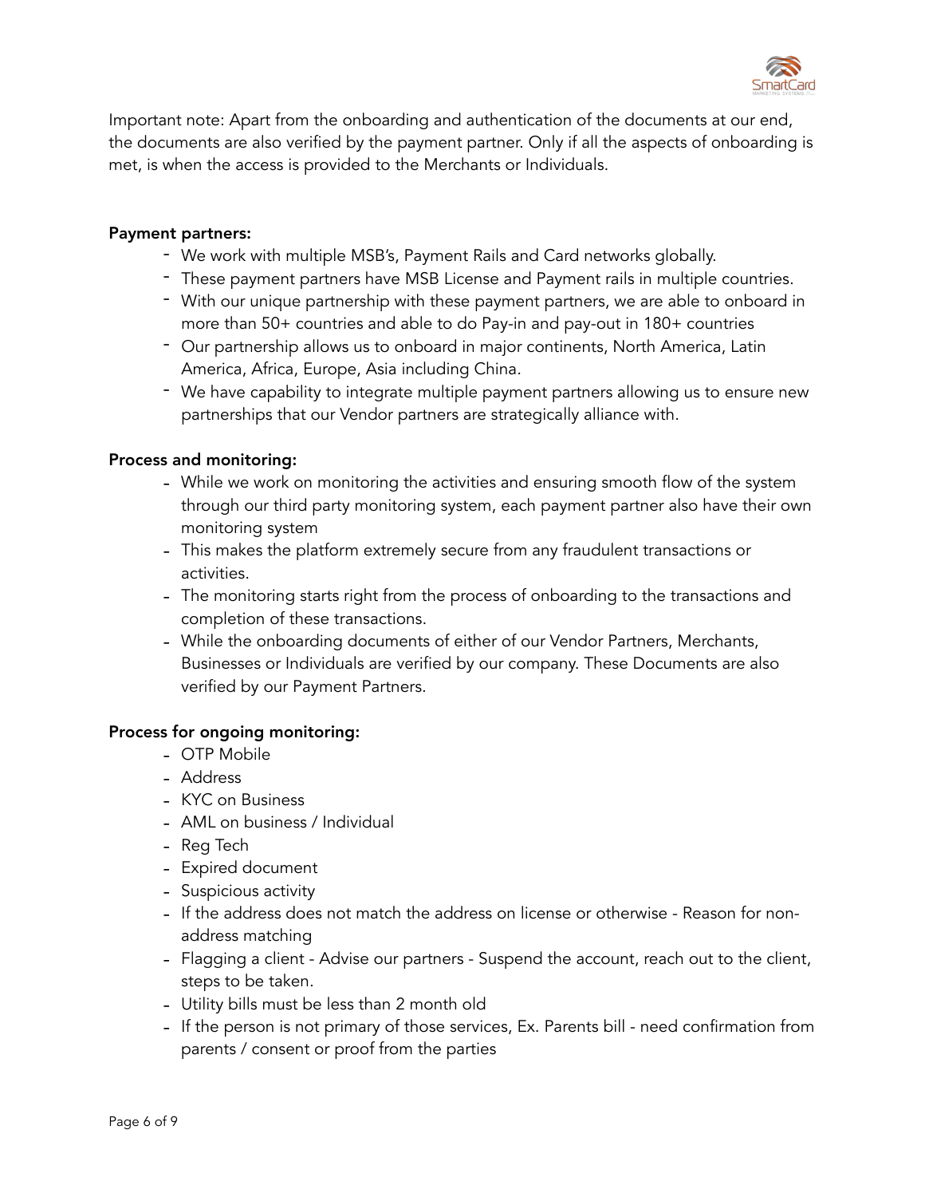Important note: Apart from the onboarding and authentication of the documents at our end, the documents are also verified by the payment partner. Only if all the aspects of onboarding is met, is when the access is provided to the Merchants or Individuals.

**Payment partners:**

- We work with multiple MSB's, Payment Rails and Card networks globally.
- These payment partners have MSB License and Payment rails in multiple countries.
- With our unique partnership with these payment partners, we are able to onboard in more than 50+ countries and able to do Pay-in and pay-out in 180+ countries
- Our partnership allows us to onboard in major continents, North America, Latin America, Africa, Europe, Asia including China.
- We have capability to integrate multiple payment partners allowing us to ensure new partnerships that our Vendor partners are strategically alliance with.

**Process and monitoring:**

- While we work on monitoring the activities and ensuring smooth flow of the system through our third party monitoring system, each payment partner also have their own monitoring system
- This makes the platform extremely secure from any fraudulent transactions or activities.
- The monitoring starts right from the process of onboarding to the transactions and completion of these transactions.
- While the onboarding documents of either of our Vendor Partners, Merchants, Businesses or Individuals are verified by our company. These Documents are also verified by our Payment Partners.

**Process for ongoing monitoring:**

- OTP Mobile
- Address
- KYC on Business
- AML on business / Individual
- Reg Tech
- Expired document
- Suspicious activity
- If the address does not match the address on license or otherwise - Reason for non-address matching
- Flagging a client - Advise our partners - Suspend the account, reach out to the client, steps to be taken.
- Utility bills must be less than 2 month old
- If the person is not primary of those services, Ex. Parents bill - need confirmation from parents / consent or proof from the parties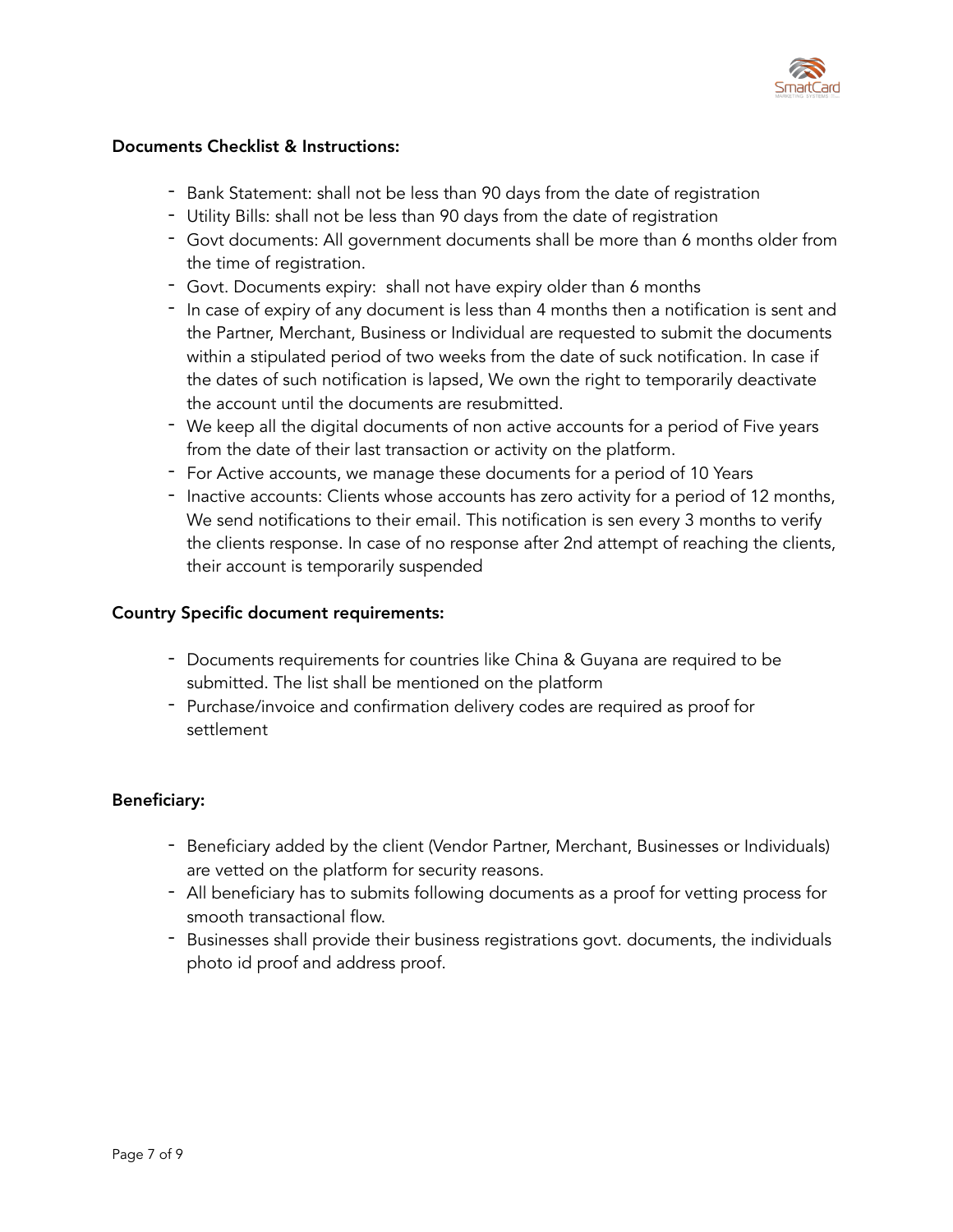**Documents Checklist & Instructions:**

- Bank Statement: shall not be less than 90 days from the date of registration
- Utility Bills: shall not be less than 90 days from the date of registration
- Govt documents: All government documents shall be more than 6 months older from the time of registration.
- Govt. Documents expiry: shall not have expiry older than 6 months
- In case of expiry of any document is less than 4 months then a notification is sent and the Partner, Merchant, Business or Individual are requested to submit the documents within a stipulated period of two weeks from the date of suck notification. In case if the dates of such notification is lapsed, We own the right to temporarily deactivate the account until the documents are resubmitted.
- We keep all the digital documents of non active accounts for a period of Five years from the date of their last transaction or activity on the platform.
- For Active accounts, we manage these documents for a period of 10 Years
- Inactive accounts: Clients whose accounts has zero activity for a period of 12 months, We send notifications to their email. This notification is sen every 3 months to verify the clients response. In case of no response after 2nd attempt of reaching the clients, their account is temporarily suspended

**Country Specific document requirements:**

- Documents requirements for countries like China & Guyana are required to be submitted. The list shall be mentioned on the platform
- Purchase/invoice and confirmation delivery codes are required as proof for settlement

**Beneficiary:**

- Beneficiary added by the client (Vendor Partner, Merchant, Businesses or Individuals) are vetted on the platform for security reasons.
- All beneficiary has to submits following documents as a proof for vetting process for smooth transactional flow.
- Businesses shall provide their business registrations govt. documents, the individuals photo id proof and address proof.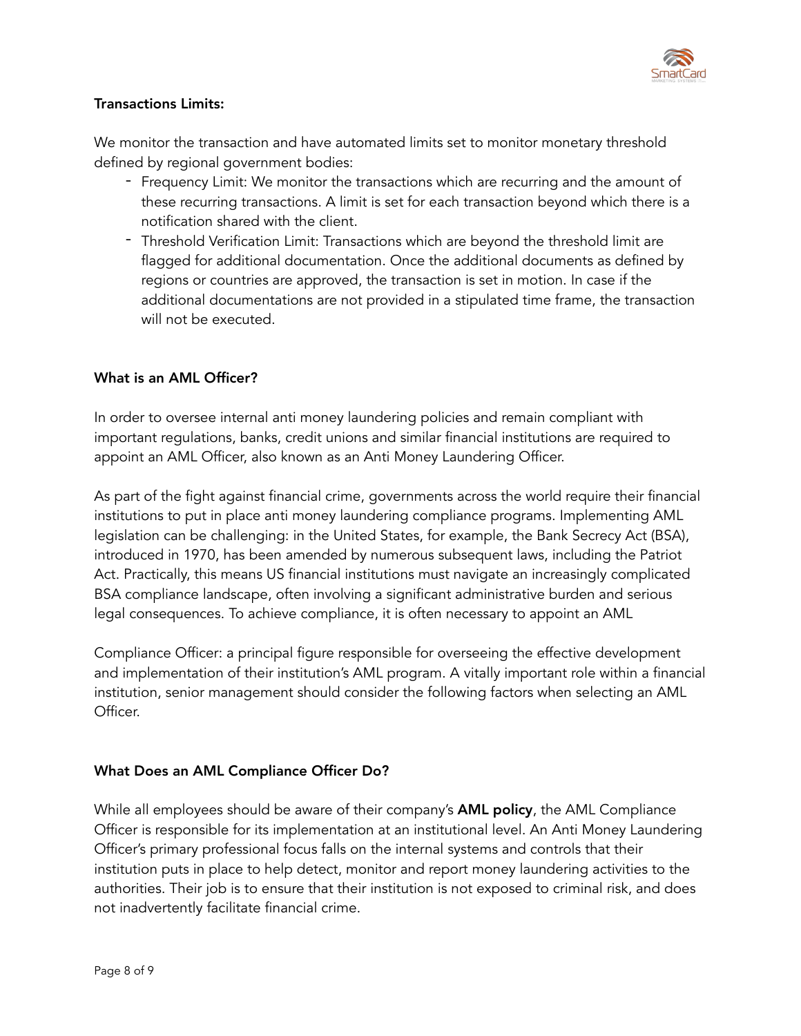**Transactions Limits:**

We monitor the transaction and have automated limits set to monitor monetary threshold defined by regional government bodies:

- Frequency Limit: We monitor the transactions which are recurring and the amount of these recurring transactions. A limit is set for each transaction beyond which there is a notification shared with the client.
- Threshold Verification Limit: Transactions which are beyond the threshold limit are flagged for additional documentation. Once the additional documents as defined by regions or countries are approved, the transaction is set in motion. In case if the additional documentations are not provided in a stipulated time frame, the transaction will not be executed.

**What is an AML Officer?**

In order to oversee internal anti money laundering policies and remain compliant with important regulations, banks, credit unions and similar financial institutions are required to appoint an AML Officer, also known as an Anti Money Laundering Officer.

As part of the fight against financial crime, governments across the world require their financial institutions to put in place anti money laundering compliance programs. Implementing AML legislation can be challenging: in the United States, for example, the Bank Secrecy Act (BSA), introduced in 1970, has been amended by numerous subsequent laws, including the Patriot Act. Practically, this means US financial institutions must navigate an increasingly complicated BSA compliance landscape, often involving a significant administrative burden and serious legal consequences. To achieve compliance, it is often necessary to appoint an AML

Compliance Officer: a principal figure responsible for overseeing the effective development and implementation of their institution's AML program. A vitally important role within a financial institution, senior management should consider the following factors when selecting an AML Officer.

**What Does an AML Compliance Officer Do?**

While all employees should be aware of their company's **AML policy**, the AML Compliance Officer is responsible for its implementation at an institutional level. An Anti Money Laundering Officer's primary professional focus falls on the internal systems and controls that their institution puts in place to help detect, monitor and report money laundering activities to the authorities. Their job is to ensure that their institution is not exposed to criminal risk, and does not inadvertently facilitate financial crime.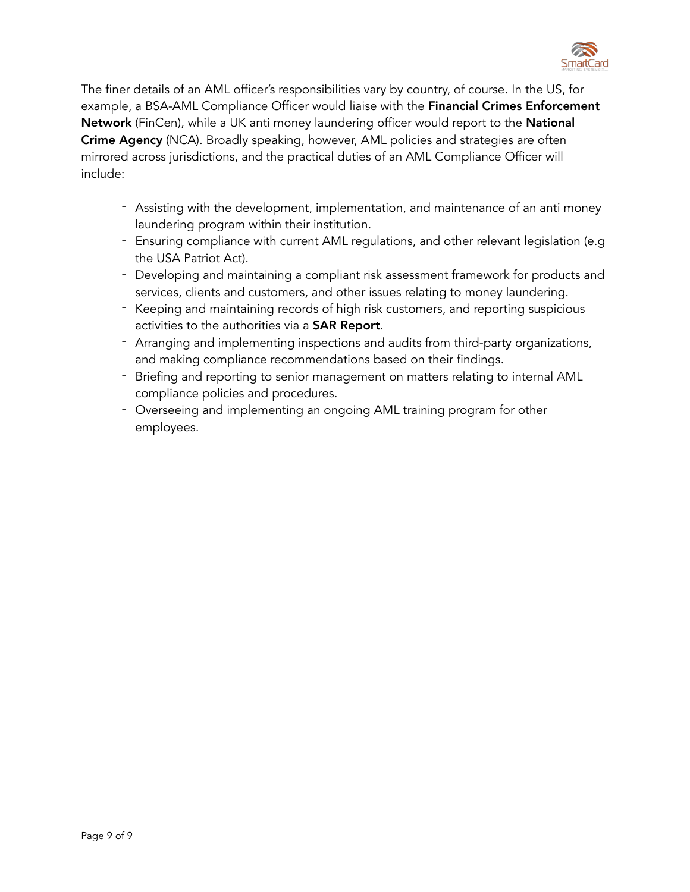The finer details of an AML officer's responsibilities vary by country, of course. In the US, for example, a BSA-AML Compliance Officer would liaise with the **Financial Crimes Enforcement Network** (FinCen), while a UK anti money laundering officer would report to the **National Crime Agency** (NCA). Broadly speaking, however, AML policies and strategies are often mirrored across jurisdictions, and the practical duties of an AML Compliance Officer will include:

- Assisting with the development, implementation, and maintenance of an anti money laundering program within their institution.
- Ensuring compliance with current AML regulations, and other relevant legislation (e.g the USA Patriot Act).
- Developing and maintaining a compliant risk assessment framework for products and services, clients and customers, and other issues relating to money laundering.
- Keeping and maintaining records of high risk customers, and reporting suspicious activities to the authorities via a **SAR Report**.
- Arranging and implementing inspections and audits from third-party organizations, and making compliance recommendations based on their findings.
- Briefing and reporting to senior management on matters relating to internal AML compliance policies and procedures.
- Overseeing and implementing an ongoing AML training program for other employees.